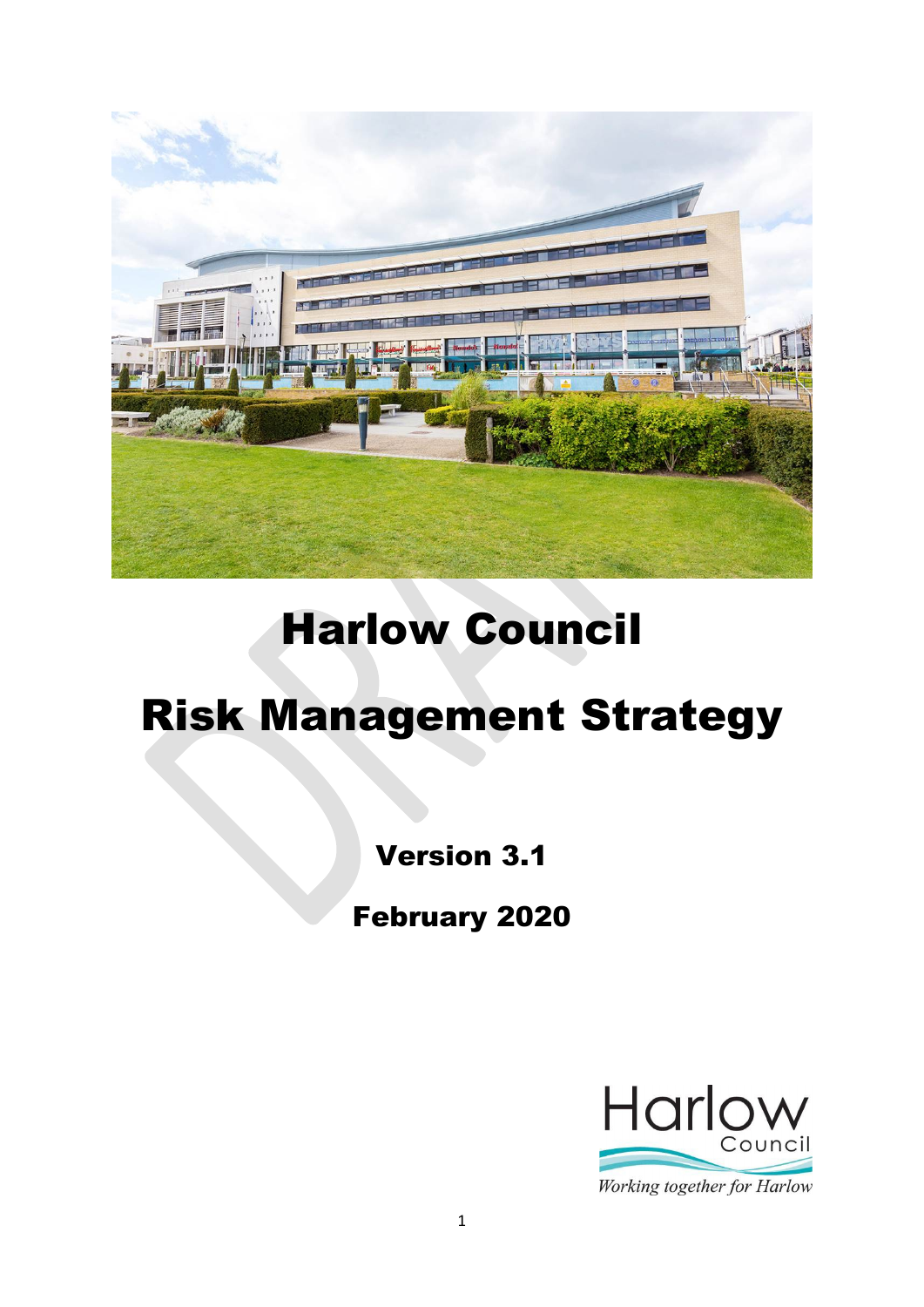# Harlow Council

# Risk Management Strategy

**Version 3.1**

**February 2020**

Harlow Council

*Working together for Harlow*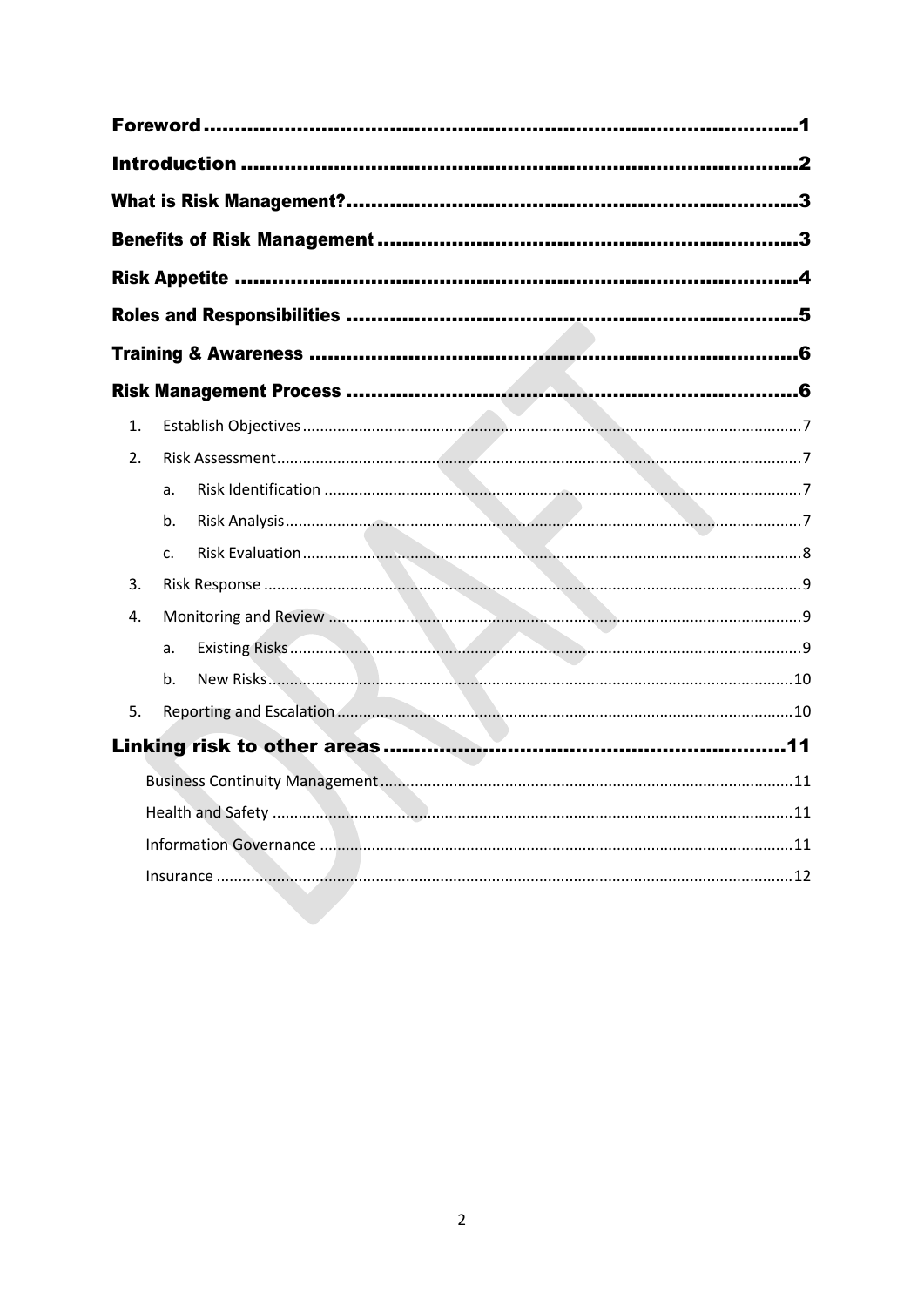Foreword ........................................................................................1

Introduction ....................................................................................2

What is Risk Management? ..............................................................3

Benefits of Risk Management ..........................................................3

Risk Appetite ..................................................................................4

Roles and Responsibilities ...............................................................5

Training & Awareness ......................................................................6

Risk Management Process ................................................................6

1. Establish Objectives ..........................................................................7
2. Risk Assessment ..............................................................................7
    a. Risk Identification ......................................................................7
    b. Risk Analysis ..............................................................................7
    c. Risk Evaluation ..........................................................................8
3. Risk Response ...................................................................................9
4. Monitoring and Review ....................................................................9
    a. Existing Risks ..............................................................................9
    b. New Risks ...................................................................................10
5. Reporting and Escalation ..................................................................10

Linking risk to other areas ..............................................................11

Business Continuity Management ........................................................11

Health and Safety ..................................................................................11

Information Governance .......................................................................11

Insurance ...............................................................................................12

DRAFT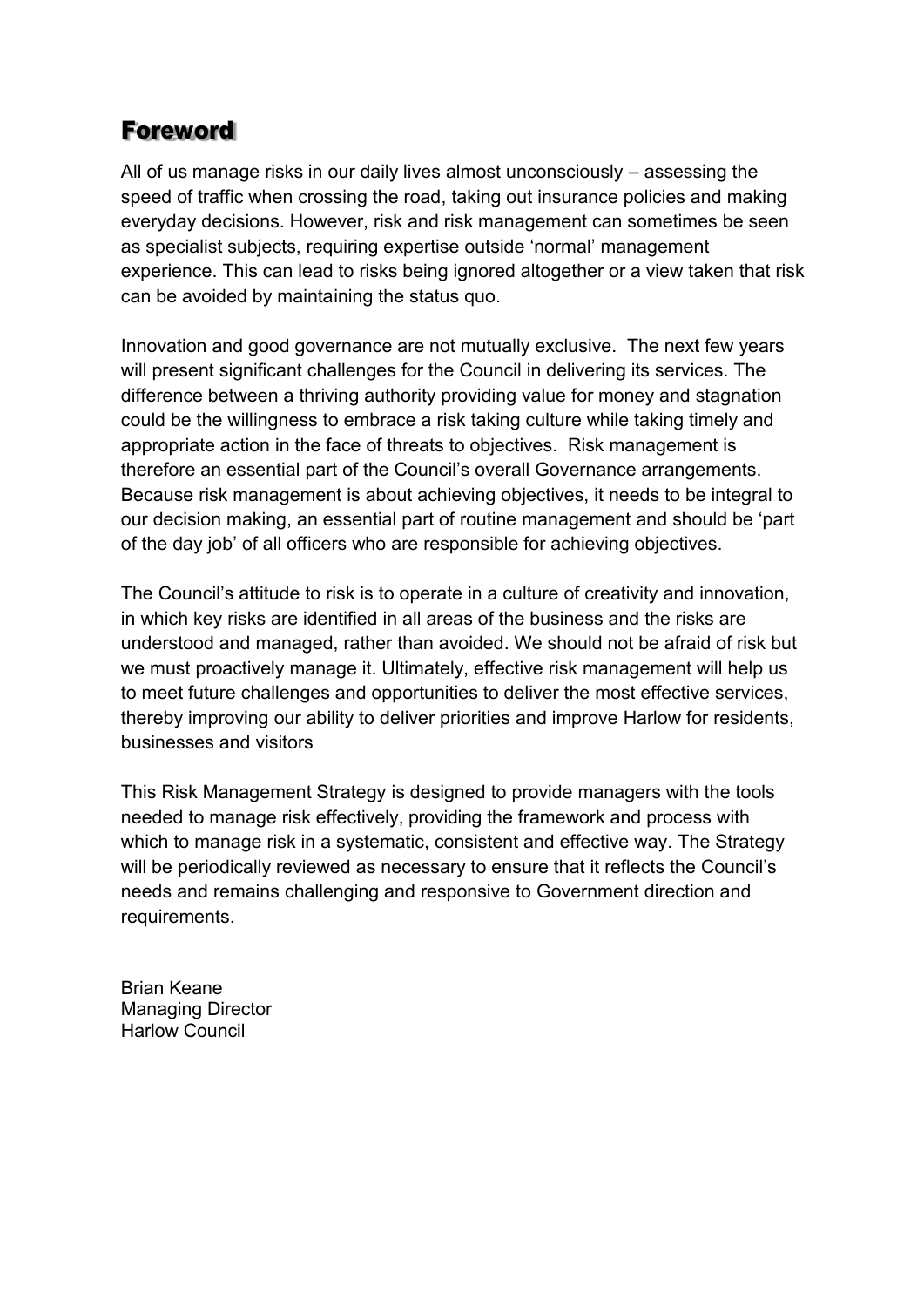## Foreword

All of us manage risks in our daily lives almost unconsciously – assessing the speed of traffic when crossing the road, taking out insurance policies and making everyday decisions. However, risk and risk management can sometimes be seen as specialist subjects, requiring expertise outside 'normal' management experience. This can lead to risks being ignored altogether or a view taken that risk can be avoided by maintaining the status quo.

Innovation and good governance are not mutually exclusive. The next few years will present significant challenges for the Council in delivering its services. The difference between a thriving authority providing value for money and stagnation could be the willingness to embrace a risk taking culture while taking timely and appropriate action in the face of threats to objectives. Risk management is therefore an essential part of the Council's overall Governance arrangements. Because risk management is about achieving objectives, it needs to be integral to our decision making, an essential part of routine management and should be 'part of the day job' of all officers who are responsible for achieving objectives.

The Council's attitude to risk is to operate in a culture of creativity and innovation, in which key risks are identified in all areas of the business and the risks are understood and managed, rather than avoided. We should not be afraid of risk but we must proactively manage it. Ultimately, effective risk management will help us to meet future challenges and opportunities to deliver the most effective services, thereby improving our ability to deliver priorities and improve Harlow for residents, businesses and visitors

This Risk Management Strategy is designed to provide managers with the tools needed to manage risk effectively, providing the framework and process with which to manage risk in a systematic, consistent and effective way. The Strategy will be periodically reviewed as necessary to ensure that it reflects the Council's needs and remains challenging and responsive to Government direction and requirements.

Brian Keane
Managing Director
Harlow Council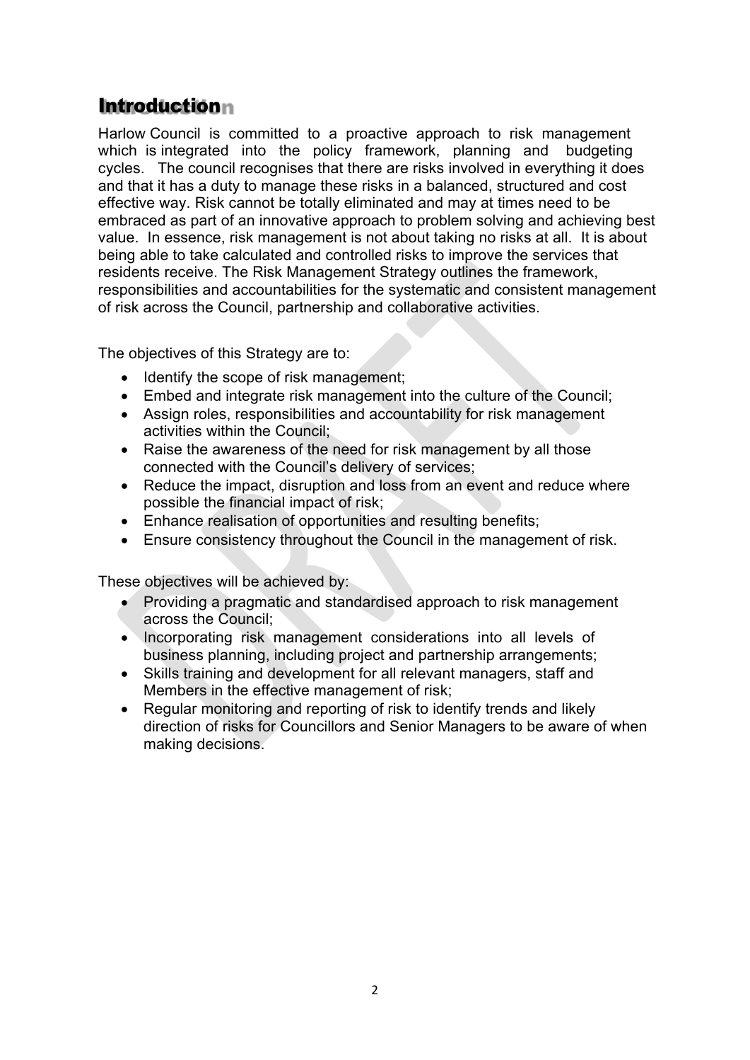## Introduction

Harlow Council is committed to a proactive approach to risk management which is integrated into the policy framework, planning and budgeting cycles. The council recognises that there are risks involved in everything it does and that it has a duty to manage these risks in a balanced, structured and cost effective way. Risk cannot be totally eliminated and may at times need to be embraced as part of an innovative approach to problem solving and achieving best value. In essence, risk management is not about taking no risks at all. It is about being able to take calculated and controlled risks to improve the services that residents receive. The Risk Management Strategy outlines the framework, responsibilities and accountabilities for the systematic and consistent management of risk across the Council, partnership and collaborative activities.

The objectives of this Strategy are to:

- Identify the scope of risk management;
- Embed and integrate risk management into the culture of the Council;
- Assign roles, responsibilities and accountability for risk management activities within the Council;
- Raise the awareness of the need for risk management by all those connected with the Council's delivery of services;
- Reduce the impact, disruption and loss from an event and reduce where possible the financial impact of risk;
- Enhance realisation of opportunities and resulting benefits;
- Ensure consistency throughout the Council in the management of risk.

These objectives will be achieved by:

- Providing a pragmatic and standardised approach to risk management across the Council;
- Incorporating risk management considerations into all levels of business planning, including project and partnership arrangements;
- Skills training and development for all relevant managers, staff and Members in the effective management of risk;
- Regular monitoring and reporting of risk to identify trends and likely direction of risks for Councillors and Senior Managers to be aware of when making decisions.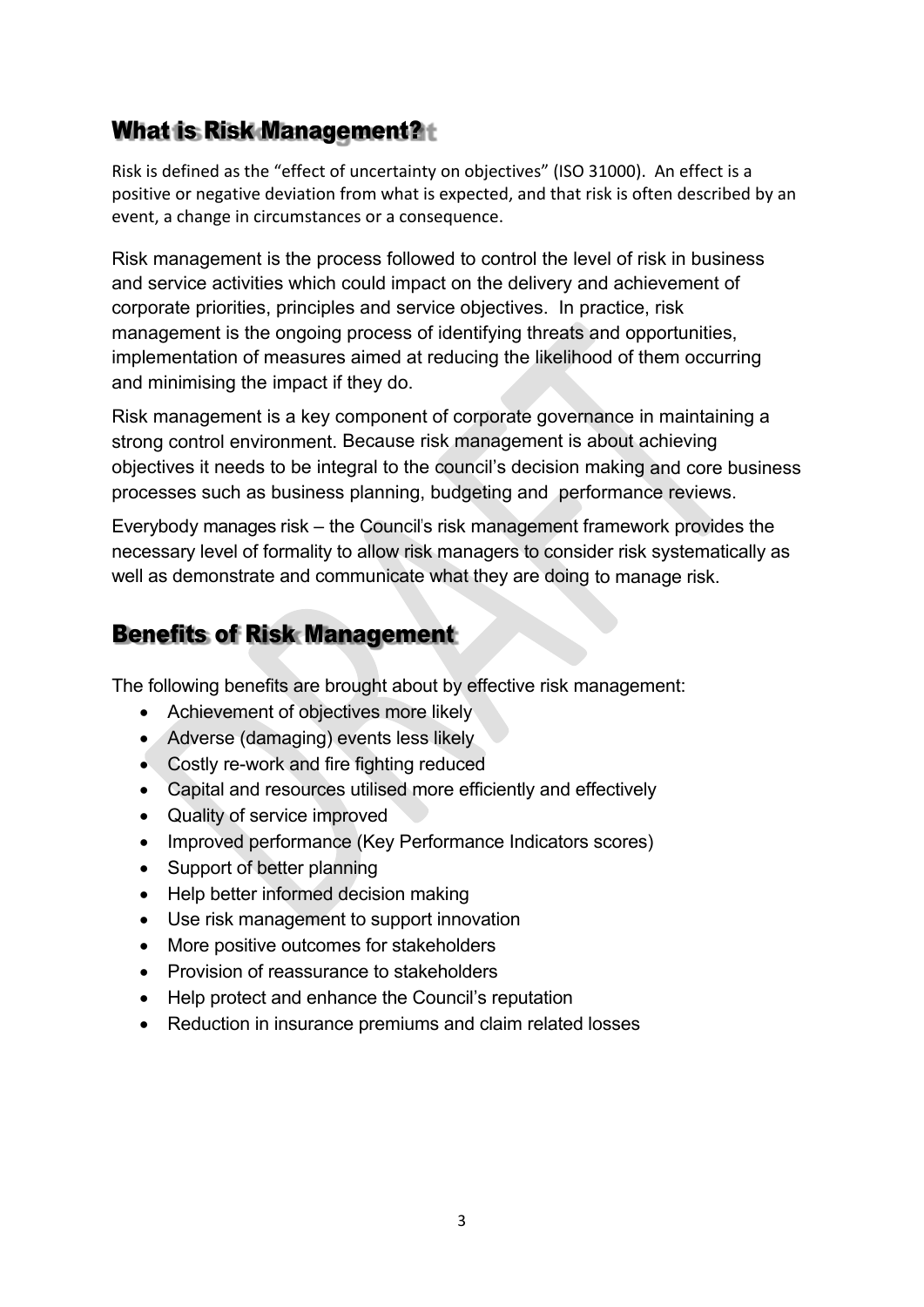## What is Risk Management?

Risk is defined as the "effect of uncertainty on objectives" (ISO 31000). An effect is a positive or negative deviation from what is expected, and that risk is often described by an event, a change in circumstances or a consequence.

Risk management is the process followed to control the level of risk in business and service activities which could impact on the delivery and achievement of corporate priorities, principles and service objectives. In practice, risk management is the ongoing process of identifying threats and opportunities, implementation of measures aimed at reducing the likelihood of them occurring and minimising the impact if they do.

Risk management is a key component of corporate governance in maintaining a strong control environment. Because risk management is about achieving objectives it needs to be integral to the council's decision making and core business processes such as business planning, budgeting and performance reviews.

Everybody manages risk – the Council's risk management framework provides the necessary level of formality to allow risk managers to consider risk systematically as well as demonstrate and communicate what they are doing to manage risk.

## Benefits of Risk Management

The following benefits are brought about by effective risk management:

- Achievement of objectives more likely
- Adverse (damaging) events less likely
- Costly re-work and fire fighting reduced
- Capital and resources utilised more efficiently and effectively
- Quality of service improved
- Improved performance (Key Performance Indicators scores)
- Support of better planning
- Help better informed decision making
- Use risk management to support innovation
- More positive outcomes for stakeholders
- Provision of reassurance to stakeholders
- Help protect and enhance the Council's reputation
- Reduction in insurance premiums and claim related losses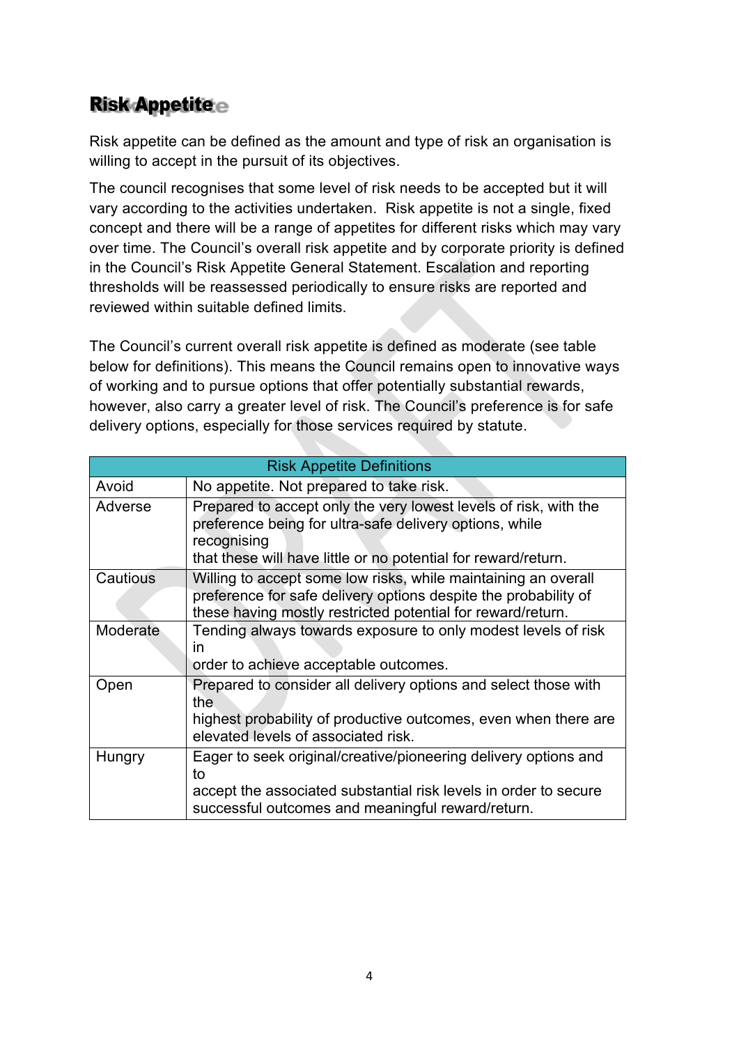## Risk Appetite

Risk appetite can be defined as the amount and type of risk an organisation is willing to accept in the pursuit of its objectives.

The council recognises that some level of risk needs to be accepted but it will vary according to the activities undertaken. Risk appetite is not a single, fixed concept and there will be a range of appetites for different risks which may vary over time. The Council's overall risk appetite and by corporate priority is defined in the Council's Risk Appetite General Statement. Escalation and reporting thresholds will be reassessed periodically to ensure risks are reported and reviewed within suitable defined limits.

The Council's current overall risk appetite is defined as moderate (see table below for definitions). This means the Council remains open to innovative ways of working and to pursue options that offer potentially substantial rewards, however, also carry a greater level of risk. The Council's preference is for safe delivery options, especially for those services required by statute.

| Risk Appetite Definitions | |
|---|---|
| Avoid | No appetite. Not prepared to take risk. |
| Adverse | Prepared to accept only the very lowest levels of risk, with the preference being for ultra-safe delivery options, while recognising that these will have little or no potential for reward/return. |
| Cautious | Willing to accept some low risks, while maintaining an overall preference for safe delivery options despite the probability of these having mostly restricted potential for reward/return. |
| Moderate | Tending always towards exposure to only modest levels of risk in order to achieve acceptable outcomes. |
| Open | Prepared to consider all delivery options and select those with the highest probability of productive outcomes, even when there are elevated levels of associated risk. |
| Hungry | Eager to seek original/creative/pioneering delivery options and to accept the associated substantial risk levels in order to secure successful outcomes and meaningful reward/return. |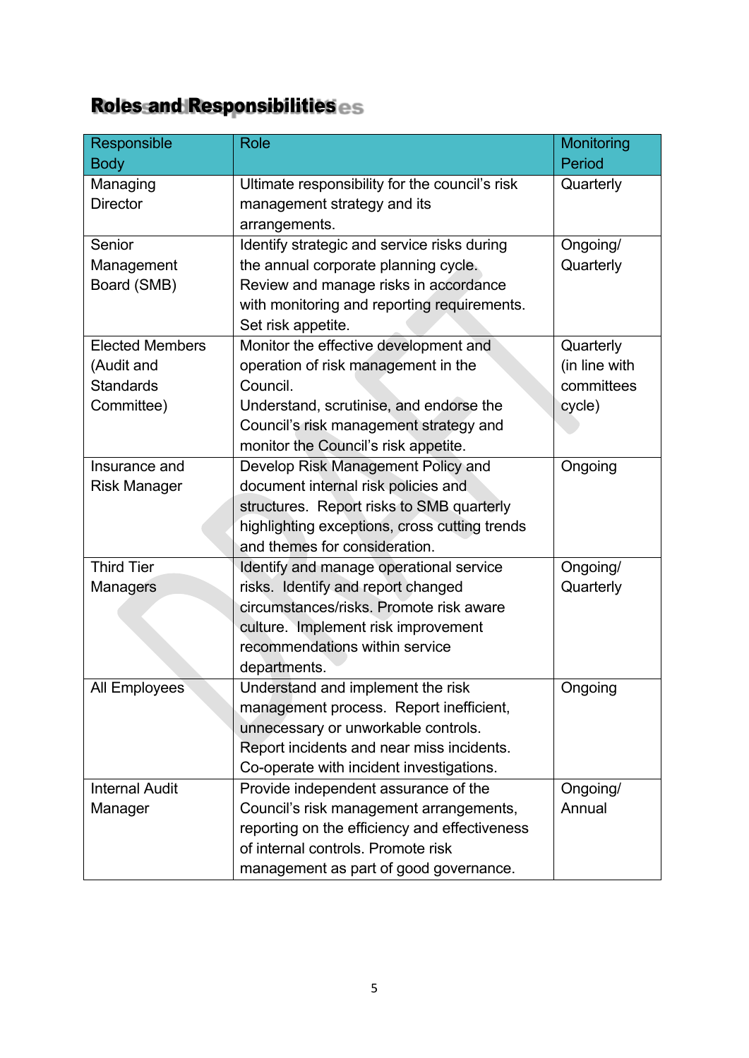## Roles and Responsibilities

| Responsible Body | Role | Monitoring Period |
|---|---|---|
| Managing Director | Ultimate responsibility for the council's risk management strategy and its arrangements. | Quarterly |
| Senior Management Board (SMB) | Identify strategic and service risks during the annual corporate planning cycle. Review and manage risks in accordance with monitoring and reporting requirements. Set risk appetite. | Ongoing/ Quarterly |
| Elected Members (Audit and Standards Committee) | Monitor the effective development and operation of risk management in the Council. Understand, scrutinise, and endorse the Council's risk management strategy and monitor the Council's risk appetite. | Quarterly (in line with committees cycle) |
| Insurance and Risk Manager | Develop Risk Management Policy and document internal risk policies and structures. Report risks to SMB quarterly highlighting exceptions, cross cutting trends and themes for consideration. | Ongoing |
| Third Tier Managers | Identify and manage operational service risks. Identify and report changed circumstances/risks. Promote risk aware culture. Implement risk improvement recommendations within service departments. | Ongoing/ Quarterly |
| All Employees | Understand and implement the risk management process. Report inefficient, unnecessary or unworkable controls. Report incidents and near miss incidents. Co-operate with incident investigations. | Ongoing |
| Internal Audit Manager | Provide independent assurance of the Council's risk management arrangements, reporting on the efficiency and effectiveness of internal controls. Promote risk management as part of good governance. | Ongoing/ Annual |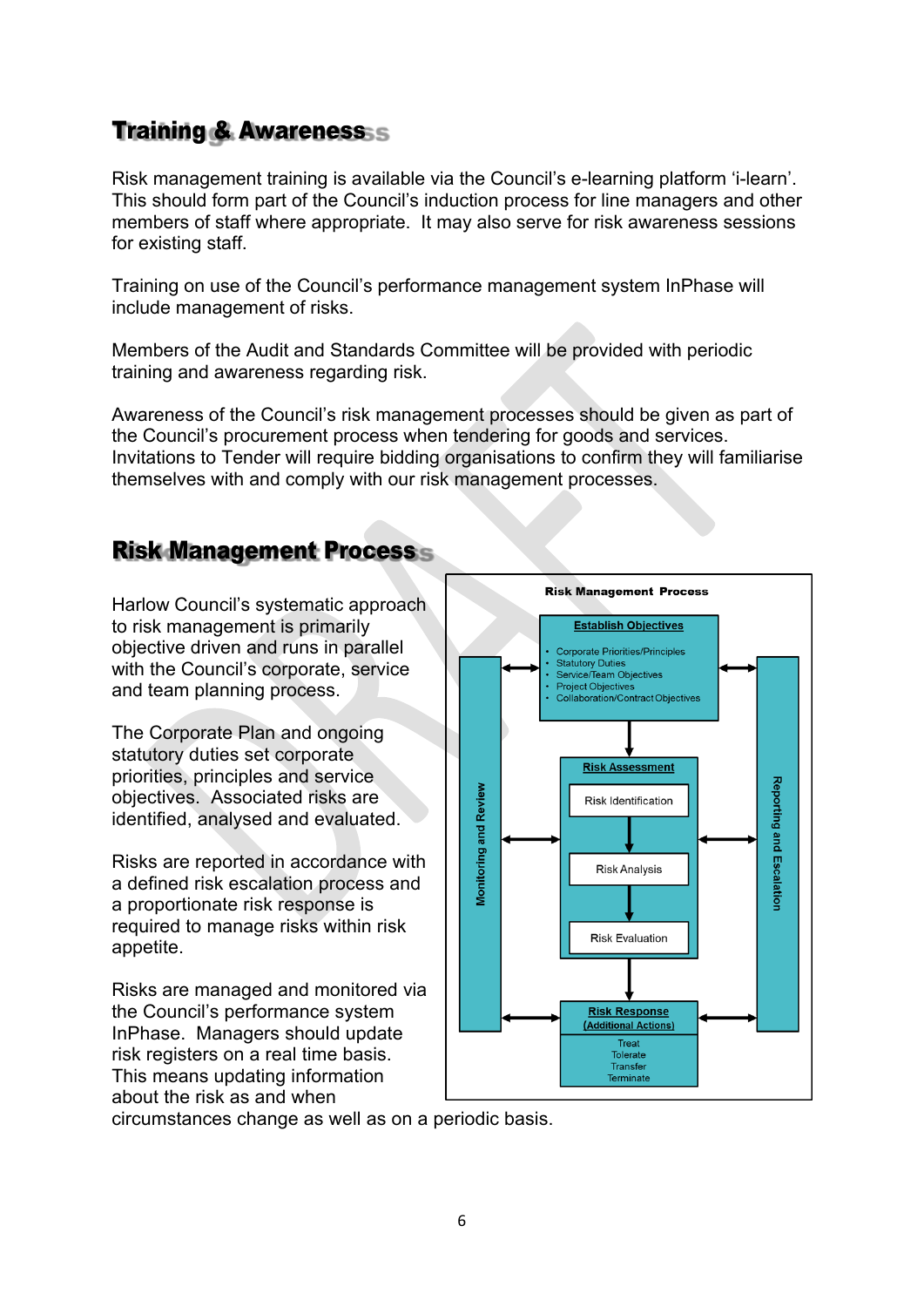## Training & Awareness

Risk management training is available via the Council's e-learning platform 'i-learn'. This should form part of the Council's induction process for line managers and other members of staff where appropriate. It may also serve for risk awareness sessions for existing staff.

Training on use of the Council's performance management system InPhase will include management of risks.

Members of the Audit and Standards Committee will be provided with periodic training and awareness regarding risk.

Awareness of the Council's risk management processes should be given as part of the Council's procurement process when tendering for goods and services. Invitations to Tender will require bidding organisations to confirm they will familiarise themselves with and comply with our risk management processes.

## Risk Management Process

Harlow Council's systematic approach to risk management is primarily objective driven and runs in parallel with the Council's corporate, service and team planning process.

The Corporate Plan and ongoing statutory duties set corporate priorities, principles and service objectives. Associated risks are identified, analysed and evaluated.

Risks are reported in accordance with a defined risk escalation process and a proportionate risk response is required to manage risks within risk appetite.

Risks are managed and monitored via the Council's performance system InPhase. Managers should update risk registers on a real time basis. This means updating information about the risk as and when circumstances change as well as on a periodic basis.

**Risk Management Process**

- Monitoring and Review
- **Establish Objectives**
  - Corporate Priorities/Principles
  - Statutory Duties
  - Service/Team Objectives
  - Project Objectives
  - Collaboration/Contract Objectives
- **Risk Assessment**
  - Risk Identification
  - Risk Analysis
  - Risk Evaluation
- **Risk Response (Additional Actions)**
  - Treat
  - Tolerate
  - Transfer
  - Terminate
- Reporting and Escalation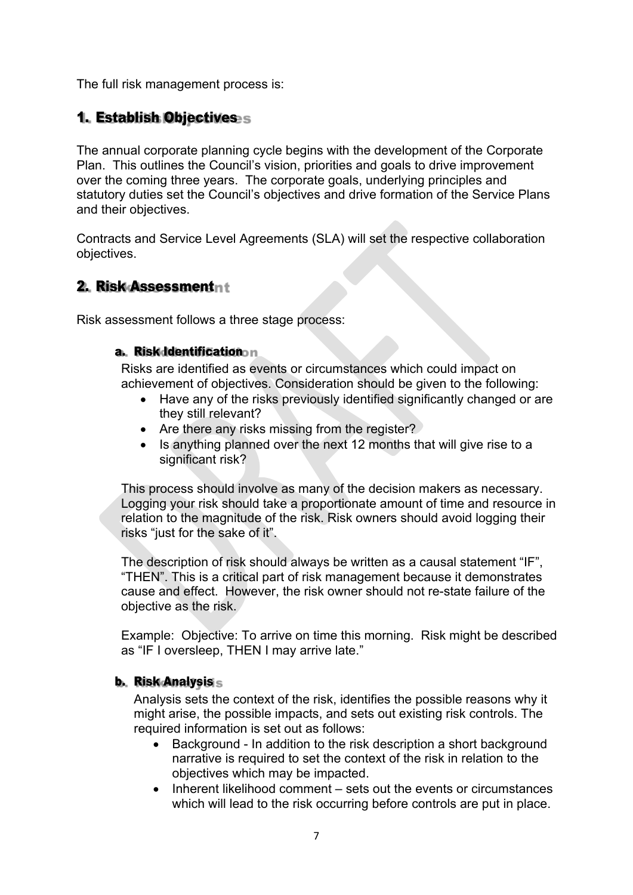The full risk management process is:

## 1. Establish Objectives

The annual corporate planning cycle begins with the development of the Corporate Plan. This outlines the Council's vision, priorities and goals to drive improvement over the coming three years. The corporate goals, underlying principles and statutory duties set the Council's objectives and drive formation of the Service Plans and their objectives.

Contracts and Service Level Agreements (SLA) will set the respective collaboration objectives.

## 2. Risk Assessment

Risk assessment follows a three stage process:

### a. Risk Identification

Risks are identified as events or circumstances which could impact on achievement of objectives. Consideration should be given to the following:

- Have any of the risks previously identified significantly changed or are they still relevant?
- Are there any risks missing from the register?
- Is anything planned over the next 12 months that will give rise to a significant risk?

This process should involve as many of the decision makers as necessary. Logging your risk should take a proportionate amount of time and resource in relation to the magnitude of the risk. Risk owners should avoid logging their risks "just for the sake of it".

The description of risk should always be written as a causal statement "IF", "THEN". This is a critical part of risk management because it demonstrates cause and effect. However, the risk owner should not re-state failure of the objective as the risk.

Example: Objective: To arrive on time this morning. Risk might be described as "IF I oversleep, THEN I may arrive late."

### b. Risk Analysis

Analysis sets the context of the risk, identifies the possible reasons why it might arise, the possible impacts, and sets out existing risk controls. The required information is set out as follows:

- Background - In addition to the risk description a short background narrative is required to set the context of the risk in relation to the objectives which may be impacted.
- Inherent likelihood comment – sets out the events or circumstances which will lead to the risk occurring before controls are put in place.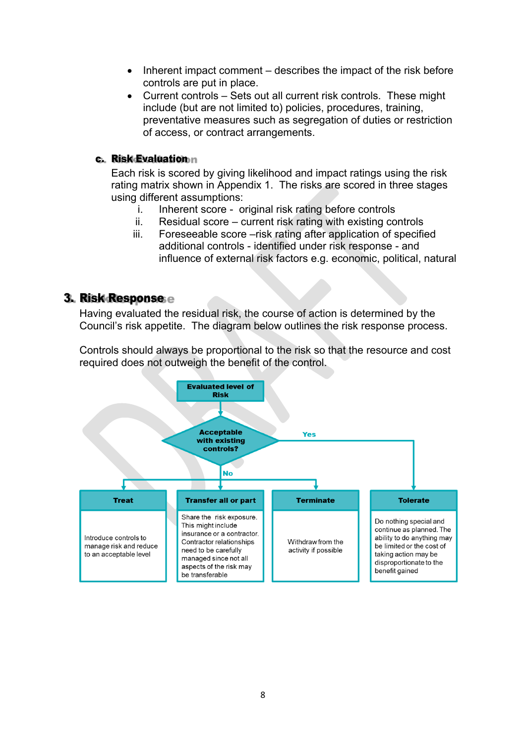- Inherent impact comment – describes the impact of the risk before controls are put in place.
- Current controls – Sets out all current risk controls. These might include (but are not limited to) policies, procedures, training, preventative measures such as segregation of duties or restriction of access, or contract arrangements.

### c. Risk Evaluation

Each risk is scored by giving likelihood and impact ratings using the risk rating matrix shown in Appendix 1. The risks are scored in three stages using different assumptions:

i. Inherent score - original risk rating before controls
ii. Residual score – current risk rating with existing controls
iii. Foreseeable score –risk rating after application of specified additional controls - identified under risk response - and influence of external risk factors e.g. economic, political, natural

## 3. Risk Response

Having evaluated the residual risk, the course of action is determined by the Council's risk appetite. The diagram below outlines the risk response process.

Controls should always be proportional to the risk so that the resource and cost required does not outweigh the benefit of the control.

**Evaluated level of Risk**

**Acceptable with existing controls?**

Yes → Tolerate

No → Treat / Transfer all or part / Terminate

| Treat | Transfer all or part | Terminate | Tolerate |
|---|---|---|---|
| Introduce controls to manage risk and reduce to an acceptable level | Share the risk exposure. This might include insurance or a contractor. Contractor relationships need to be carefully managed since not all aspects of the risk may be transferable | Withdraw from the activity if possible | Do nothing special and continue as planned. The ability to do anything may be limited or the cost of taking action may be disproportionate to the benefit gained |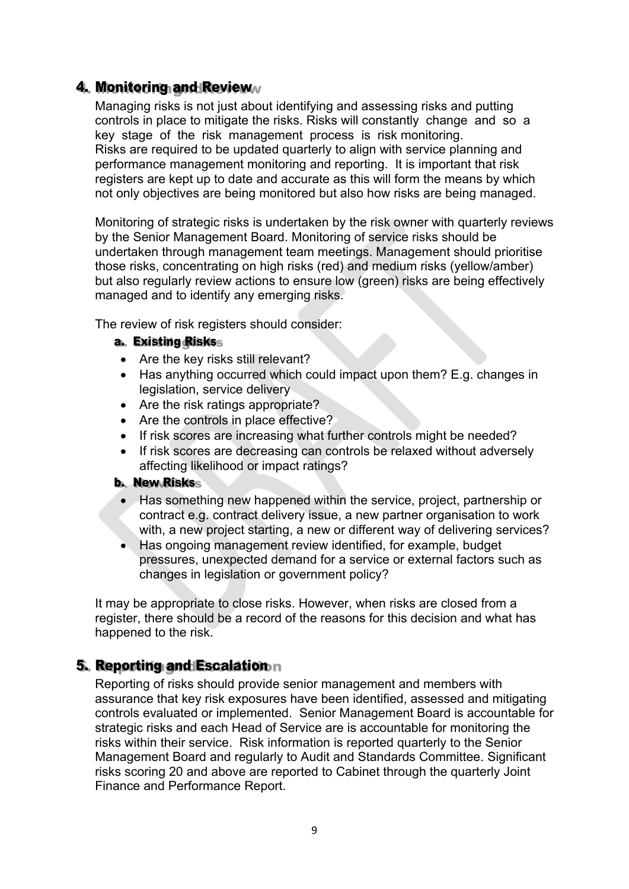## 4. Monitoring and Review

Managing risks is not just about identifying and assessing risks and putting controls in place to mitigate the risks. Risks will constantly change and so a key stage of the risk management process is risk monitoring.
Risks are required to be updated quarterly to align with service planning and performance management monitoring and reporting. It is important that risk registers are kept up to date and accurate as this will form the means by which not only objectives are being monitored but also how risks are being managed.

Monitoring of strategic risks is undertaken by the risk owner with quarterly reviews by the Senior Management Board. Monitoring of service risks should be undertaken through management team meetings. Management should prioritise those risks, concentrating on high risks (red) and medium risks (yellow/amber) but also regularly review actions to ensure low (green) risks are being effectively managed and to identify any emerging risks.

The review of risk registers should consider:

### a. Existing Risks

- Are the key risks still relevant?
- Has anything occurred which could impact upon them? E.g. changes in legislation, service delivery
- Are the risk ratings appropriate?
- Are the controls in place effective?
- If risk scores are increasing what further controls might be needed?
- If risk scores are decreasing can controls be relaxed without adversely affecting likelihood or impact ratings?

### b. New Risks

- Has something new happened within the service, project, partnership or contract e.g. contract delivery issue, a new partner organisation to work with, a new project starting, a new or different way of delivering services?
- Has ongoing management review identified, for example, budget pressures, unexpected demand for a service or external factors such as changes in legislation or government policy?

It may be appropriate to close risks. However, when risks are closed from a register, there should be a record of the reasons for this decision and what has happened to the risk.

## 5. Reporting and Escalation

Reporting of risks should provide senior management and members with assurance that key risk exposures have been identified, assessed and mitigating controls evaluated or implemented. Senior Management Board is accountable for strategic risks and each Head of Service are is accountable for monitoring the risks within their service. Risk information is reported quarterly to the Senior Management Board and regularly to Audit and Standards Committee. Significant risks scoring 20 and above are reported to Cabinet through the quarterly Joint Finance and Performance Report.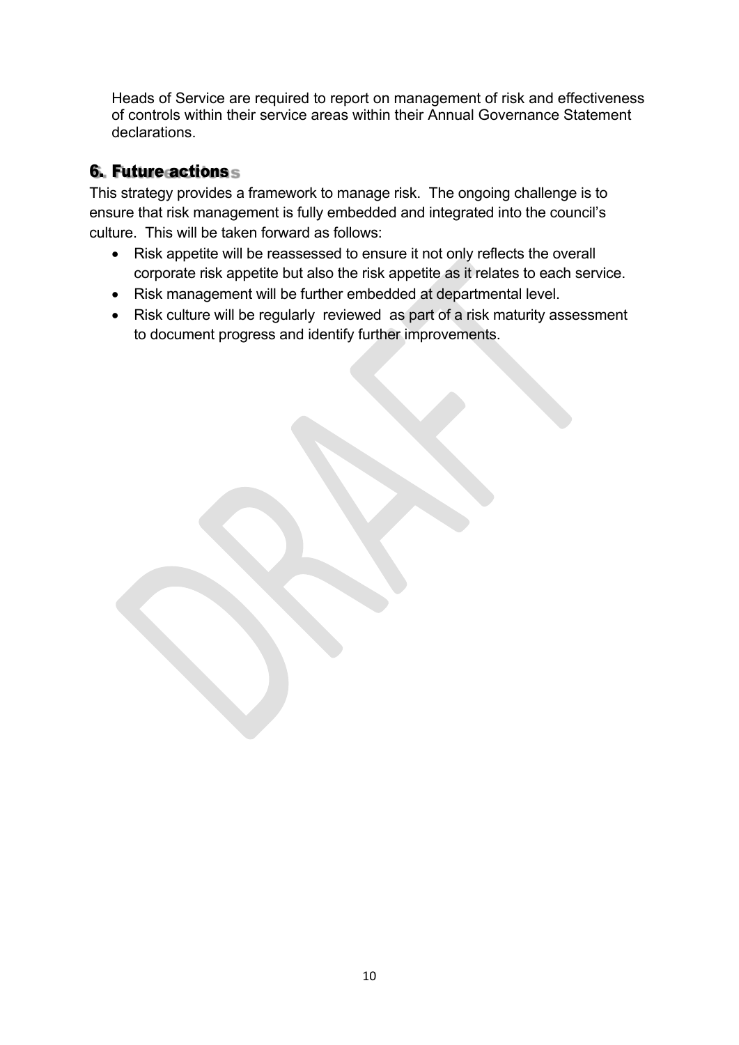Heads of Service are required to report on management of risk and effectiveness of controls within their service areas within their Annual Governance Statement declarations.

## 6. Future actions

This strategy provides a framework to manage risk. The ongoing challenge is to ensure that risk management is fully embedded and integrated into the council's culture. This will be taken forward as follows:

- Risk appetite will be reassessed to ensure it not only reflects the overall corporate risk appetite but also the risk appetite as it relates to each service.
- Risk management will be further embedded at departmental level.
- Risk culture will be regularly reviewed as part of a risk maturity assessment to document progress and identify further improvements.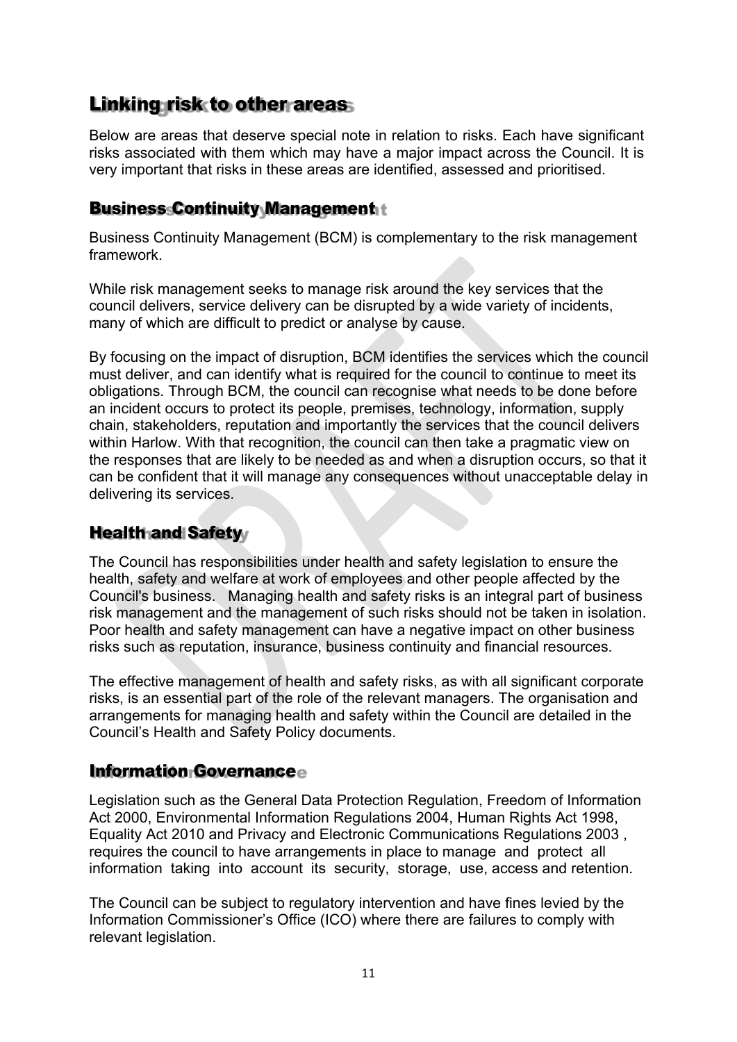## Linking risk to other areas

Below are areas that deserve special note in relation to risks. Each have significant risks associated with them which may have a major impact across the Council. It is very important that risks in these areas are identified, assessed and prioritised.

### Business Continuity Management

Business Continuity Management (BCM) is complementary to the risk management framework.

While risk management seeks to manage risk around the key services that the council delivers, service delivery can be disrupted by a wide variety of incidents, many of which are difficult to predict or analyse by cause.

By focusing on the impact of disruption, BCM identifies the services which the council must deliver, and can identify what is required for the council to continue to meet its obligations. Through BCM, the council can recognise what needs to be done before an incident occurs to protect its people, premises, technology, information, supply chain, stakeholders, reputation and importantly the services that the council delivers within Harlow. With that recognition, the council can then take a pragmatic view on the responses that are likely to be needed as and when a disruption occurs, so that it can be confident that it will manage any consequences without unacceptable delay in delivering its services.

### Health and Safety

The Council has responsibilities under health and safety legislation to ensure the health, safety and welfare at work of employees and other people affected by the Council's business. Managing health and safety risks is an integral part of business risk management and the management of such risks should not be taken in isolation. Poor health and safety management can have a negative impact on other business risks such as reputation, insurance, business continuity and financial resources.

The effective management of health and safety risks, as with all significant corporate risks, is an essential part of the role of the relevant managers. The organisation and arrangements for managing health and safety within the Council are detailed in the Council's Health and Safety Policy documents.

### Information Governance

Legislation such as the General Data Protection Regulation, Freedom of Information Act 2000, Environmental Information Regulations 2004, Human Rights Act 1998, Equality Act 2010 and Privacy and Electronic Communications Regulations 2003 , requires the council to have arrangements in place to manage and protect all information taking into account its security, storage, use, access and retention.

The Council can be subject to regulatory intervention and have fines levied by the Information Commissioner's Office (ICO) where there are failures to comply with relevant legislation.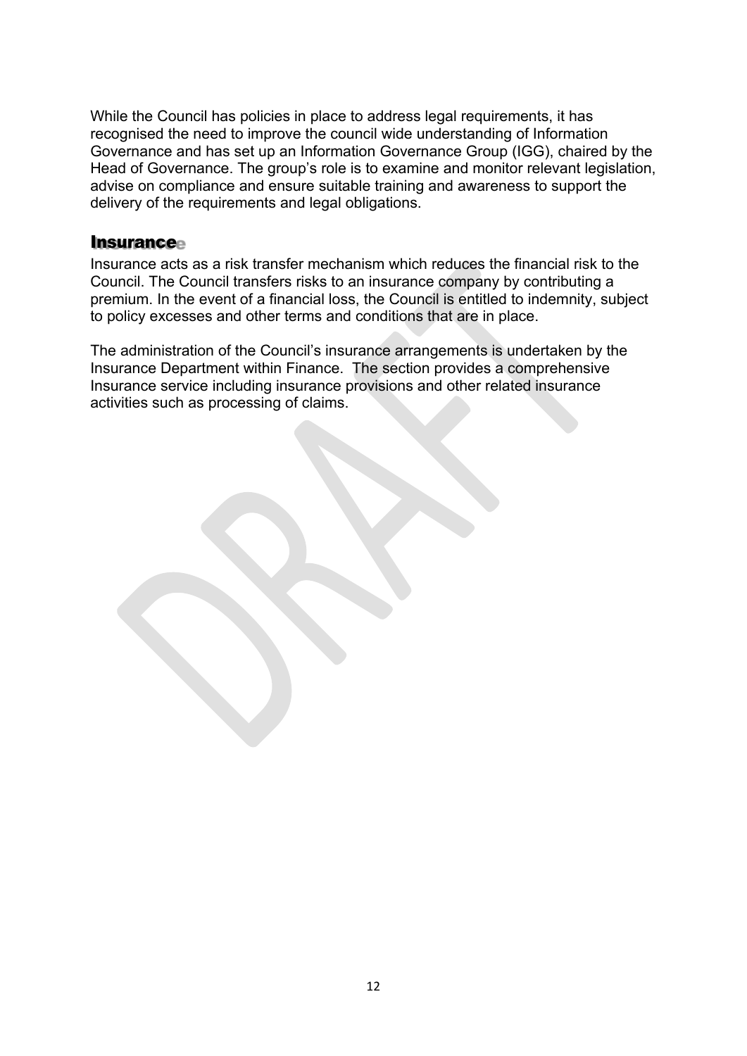While the Council has policies in place to address legal requirements, it has recognised the need to improve the council wide understanding of Information Governance and has set up an Information Governance Group (IGG), chaired by the Head of Governance. The group's role is to examine and monitor relevant legislation, advise on compliance and ensure suitable training and awareness to support the delivery of the requirements and legal obligations.

## Insurance

Insurance acts as a risk transfer mechanism which reduces the financial risk to the Council. The Council transfers risks to an insurance company by contributing a premium. In the event of a financial loss, the Council is entitled to indemnity, subject to policy excesses and other terms and conditions that are in place.

The administration of the Council's insurance arrangements is undertaken by the Insurance Department within Finance. The section provides a comprehensive Insurance service including insurance provisions and other related insurance activities such as processing of claims.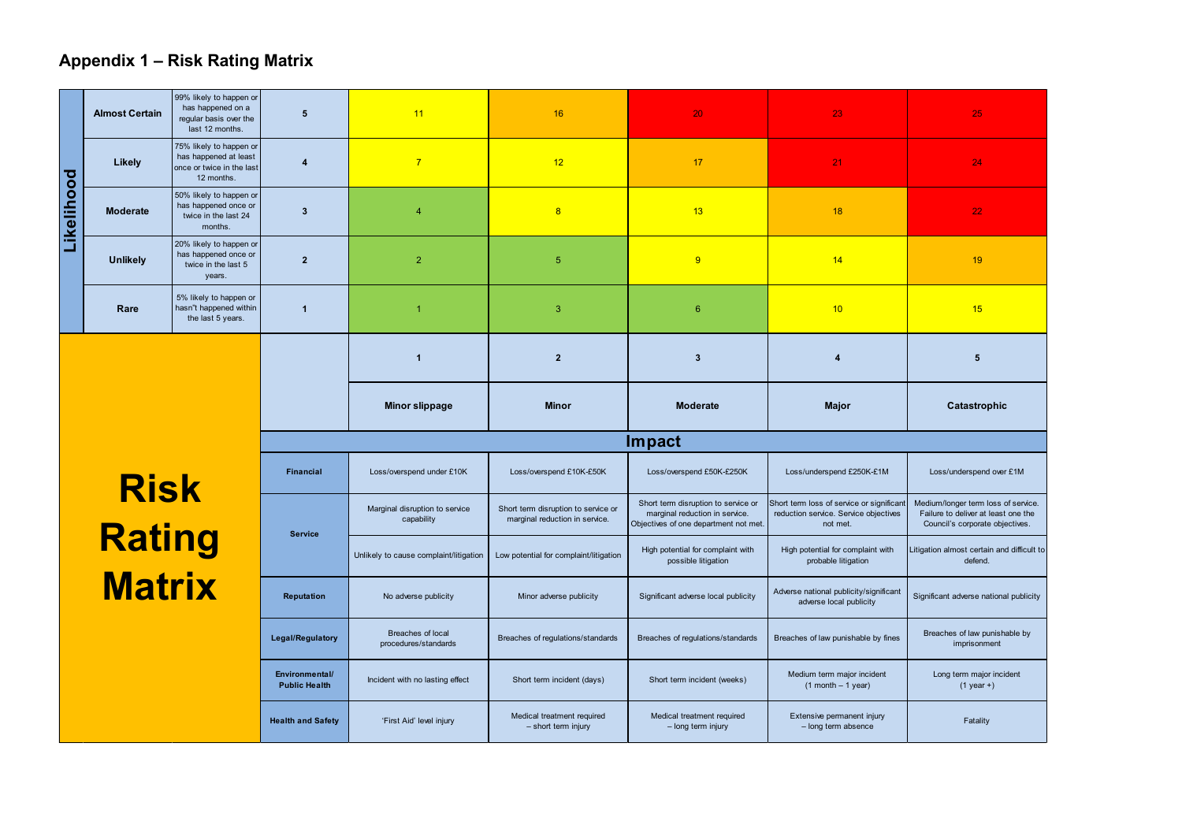## Appendix 1 – Risk Rating Matrix

| Likelihood | | | | | | | | |
|---|---|---|---|---|---|---|---|---|
| Likelihood | Almost Certain | 99% likely to happen or has happened on a regular basis over the last 12 months. | 5 | 11 | 16 | 20 | 23 | 25 |
| | Likely | 75% likely to happen or has happened at least once or twice in the last 12 months. | 4 | 7 | 12 | 17 | 21 | 24 |
| | Moderate | 50% likely to happen or has happened once or twice in the last 24 months. | 3 | 4 | 8 | 13 | 18 | 22 |
| | Unlikely | 20% likely to happen or has happened once or twice in the last 5 years. | 2 | 2 | 5 | 9 | 14 | 19 |
| | Rare | 5% likely to happen or hasn"t happened within the last 5 years. | 1 | 1 | 3 | 6 | 10 | 15 |

| Risk Rating Matrix | | | | | |
|---|---|---|---|---|---|
| | 1 | 2 | 3 | 4 | 5 |
| | Minor slippage | Minor | Moderate | Major | Catastrophic |
| **Impact** | | | | | |
| Financial | Loss/overspend under £10K | Loss/overspend £10K-£50K | Loss/overspend £50K-£250K | Loss/underspend £250K-£1M | Loss/underspend over £1M |
| Service | Marginal disruption to service capability | Short term disruption to service or marginal reduction in service. | Short term disruption to service or marginal reduction in service. Objectives of one department not met. | Short term loss of service or significant reduction service. Service objectives not met. | Medium/longer term loss of service. Failure to deliver at least one the Council's corporate objectives. |
| | Unlikely to cause complaint/litigation | Low potential for complaint/litigation | High potential for complaint with possible litigation | High potential for complaint with probable litigation | Litigation almost certain and difficult to defend. |
| Reputation | No adverse publicity | Minor adverse publicity | Significant adverse local publicity | Adverse national publicity/significant adverse local publicity | Significant adverse national publicity |
| Legal/Regulatory | Breaches of local procedures/standards | Breaches of regulations/standards | Breaches of regulations/standards | Breaches of law punishable by fines | Breaches of law punishable by imprisonment |
| Environmental/ Public Health | Incident with no lasting effect | Short term incident (days) | Short term incident (weeks) | Medium term major incident (1 month – 1 year) | Long term major incident (1 year +) |
| Health and Safety | 'First Aid' level injury | Medical treatment required – short term injury | Medical treatment required – long term injury | Extensive permanent injury – long term absence | Fatality |